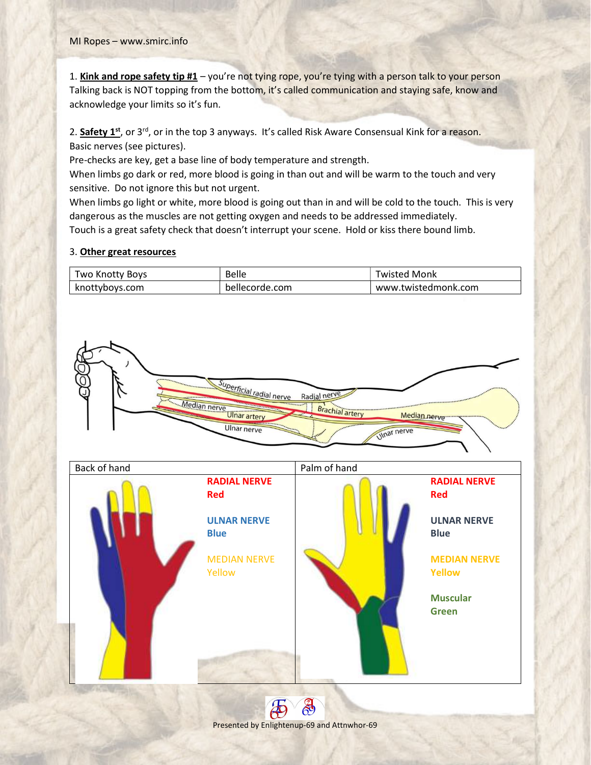1. **Kink and rope safety tip #1** – you're not tying rope, you're tying with a person talk to your person Talking back is NOT topping from the bottom, it's called communication and staying safe, know and acknowledge your limits so it's fun.

2. **Safety 1st**, or 3rd, or in the top 3 anyways. It's called Risk Aware Consensual Kink for a reason.
Basic nerves (see pictures).
Pre-checks are key, get a base line of body temperature and strength.
When limbs go dark or red, more blood is going in than out and will be warm to the touch and very sensitive. Do not ignore this but not urgent.
When limbs go light or white, more blood is going out than in and will be cold to the touch. This is very dangerous as the muscles are not getting oxygen and needs to be addressed immediately.
Touch is a great safety check that doesn't interrupt your scene. Hold or kiss there bound limb.

3. **Other great resources**

| Two Knotty Boys | Belle | Twisted Monk |
|---|---|---|
| knottyboys.com | bellecorde.com | www.twistedmonk.com |

Superficial radial nerve, Radial nerve, Median nerve, Ulnar artery, Brachial artery, Median nerve, Ulnar nerve, Ulnar nerve

| Back of hand | Palm of hand |
|---|---|
| **RADIAL NERVE** Red<br>**ULNAR NERVE** Blue<br>**MEDIAN NERVE** Yellow | **RADIAL NERVE** Red<br>**ULNAR NERVE** Blue<br>**MEDIAN NERVE** Yellow<br>**Muscular** Green |

Presented by Enlightenup-69 and Attnwhor-69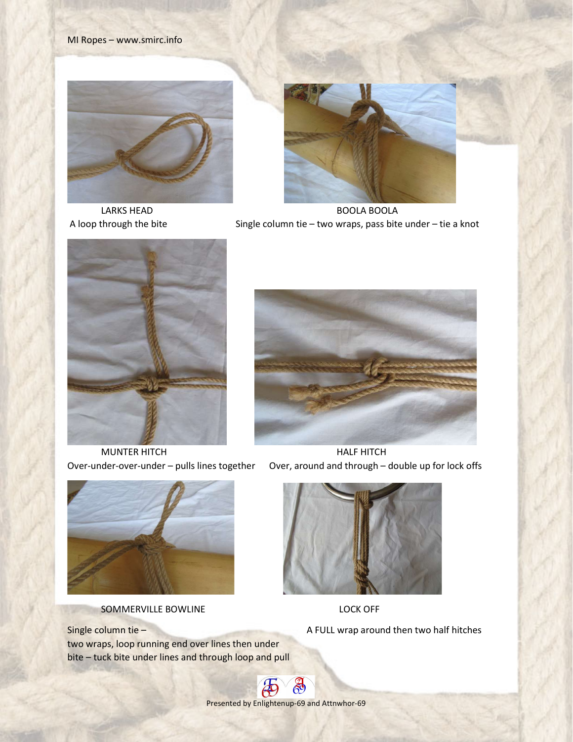LARKS HEAD

A loop through the bite

BOOLA BOOLA

Single column tie – two wraps, pass bite under – tie a knot

MUNTER HITCH

Over-under-over-under – pulls lines together

HALF HITCH

Over, around and through – double up for lock offs

SOMMERVILLE BOWLINE

Single column tie – two wraps, loop running end over lines then under bite – tuck bite under lines and through loop and pull

LOCK OFF

A FULL wrap around then two half hitches

Presented by Enlightenup-69 and Attnwhor-69